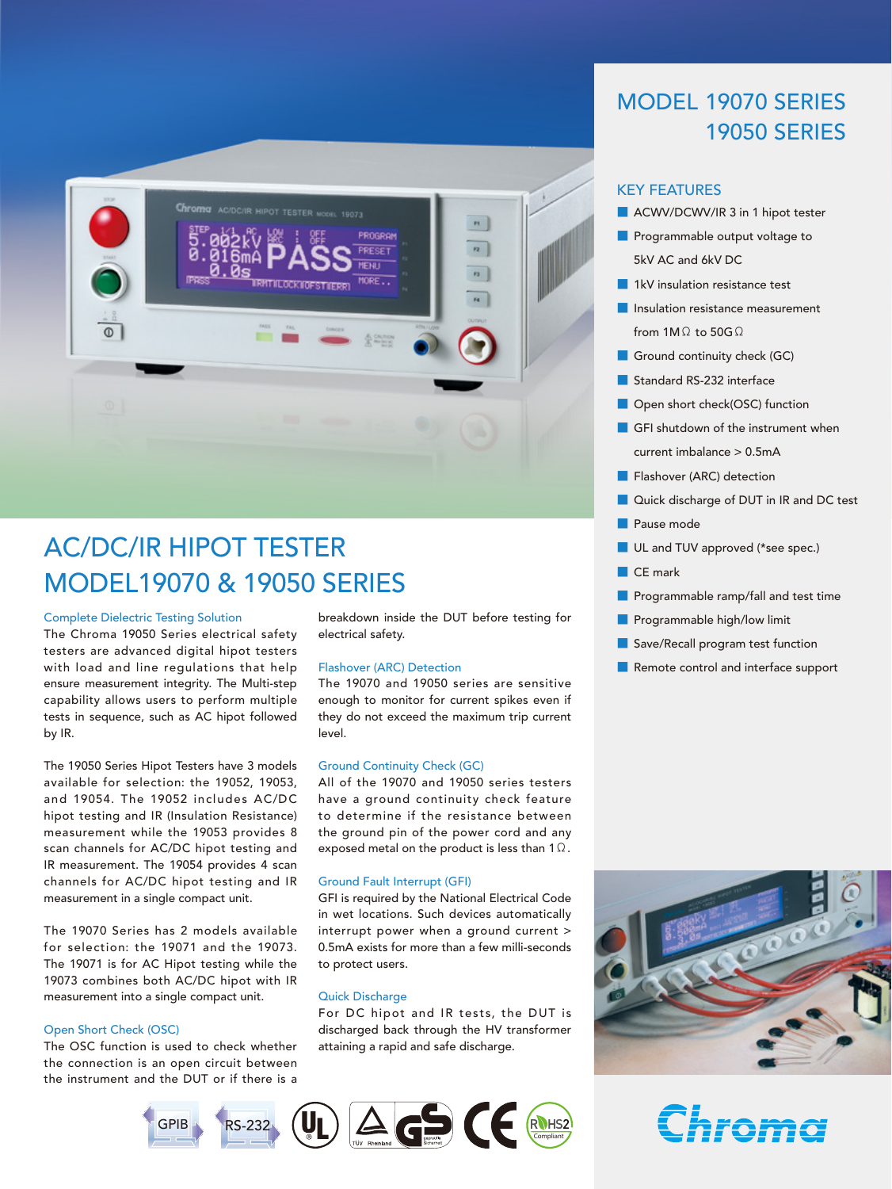# MODEL 19070 SERIES
# 19050 SERIES

## KEY FEATURES

- ACWV/DCWV/IR 3 in 1 hipot tester
- Programmable output voltage to 5kV AC and 6kV DC
- 1kV insulation resistance test
- Insulation resistance measurement from 1MΩ to 50GΩ
- Ground continuity check (GC)
- Standard RS-232 interface
- Open short check(OSC) function
- GFI shutdown of the instrument when current imbalance > 0.5mA
- Flashover (ARC) detection
- Quick discharge of DUT in IR and DC test
- Pause mode
- UL and TUV approved (*see spec.)
- CE mark
- Programmable ramp/fall and test time
- Programmable high/low limit
- Save/Recall program test function
- Remote control and interface support

# AC/DC/IR HIPOT TESTER
# MODEL19070 & 19050 SERIES

### Complete Dielectric Testing Solution

The Chroma 19050 Series electrical safety testers are advanced digital hipot testers with load and line regulations that help ensure measurement integrity. The Multi-step capability allows users to perform multiple tests in sequence, such as AC hipot followed by IR.

The 19050 Series Hipot Testers have 3 models available for selection: the 19052, 19053, and 19054. The 19052 includes AC/DC hipot testing and IR (Insulation Resistance) measurement while the 19053 provides 8 scan channels for AC/DC hipot testing and IR measurement. The 19054 provides 4 scan channels for AC/DC hipot testing and IR measurement in a single compact unit.

The 19070 Series has 2 models available for selection: the 19071 and the 19073. The 19071 is for AC Hipot testing while the 19073 combines both AC/DC hipot with IR measurement into a single compact unit.

### Open Short Check (OSC)

The OSC function is used to check whether the connection is an open circuit between the instrument and the DUT or if there is a breakdown inside the DUT before testing for electrical safety.

### Flashover (ARC) Detection

The 19070 and 19050 series are sensitive enough to monitor for current spikes even if they do not exceed the maximum trip current level.

### Ground Continuity Check (GC)

All of the 19070 and 19050 series testers have a ground continuity check feature to determine if the resistance between the ground pin of the power cord and any exposed metal on the product is less than 1Ω.

### Ground Fault Interrupt (GFI)

GFI is required by the National Electrical Code in wet locations. Such devices automatically interrupt power when a ground current > 0.5mA exists for more than a few milli-seconds to protect users.

### Quick Discharge

For DC hipot and IR tests, the DUT is discharged back through the HV transformer attaining a rapid and safe discharge.

GPIB RS-232 UL TUV Rheinland GS CE RoHS2 Compliant

Chroma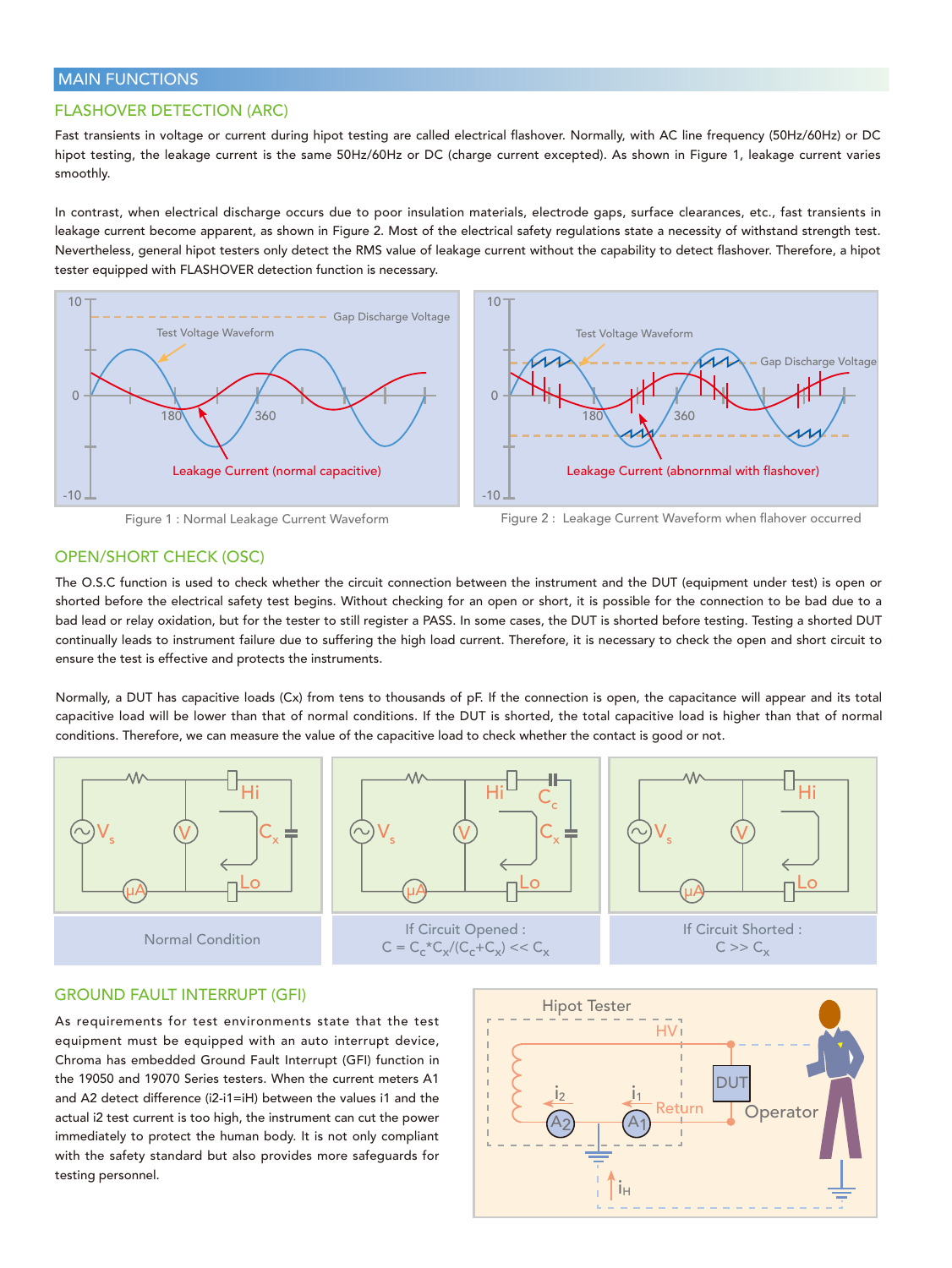## MAIN FUNCTIONS

### FLASHOVER DETECTION (ARC)

Fast transients in voltage or current during hipot testing are called electrical flashover. Normally, with AC line frequency (50Hz/60Hz) or DC hipot testing, the leakage current is the same 50Hz/60Hz or DC (charge current excepted). As shown in Figure 1, leakage current varies smoothly.

In contrast, when electrical discharge occurs due to poor insulation materials, electrode gaps, surface clearances, etc., fast transients in leakage current become apparent, as shown in Figure 2. Most of the electrical safety regulations state a necessity of withstand strength test. Nevertheless, general hipot testers only detect the RMS value of leakage current without the capability to detect flashover. Therefore, a hipot tester equipped with FLASHOVER detection function is necessary.

Figure 1 : Normal Leakage Current Waveform

Figure 2 : Leakage Current Waveform when flahover occurred

### OPEN/SHORT CHECK (OSC)

The O.S.C function is used to check whether the circuit connection between the instrument and the DUT (equipment under test) is open or shorted before the electrical safety test begins. Without checking for an open or short, it is possible for the connection to be bad due to a bad lead or relay oxidation, but for the tester to still register a PASS. In some cases, the DUT is shorted before testing. Testing a shorted DUT continually leads to instrument failure due to suffering the high load current. Therefore, it is necessary to check the open and short circuit to ensure the test is effective and protects the instruments.

Normally, a DUT has capacitive loads (Cx) from tens to thousands of pF. If the connection is open, the capacitance will appear and its total capacitive load will be lower than that of normal conditions. If the DUT is shorted, the total capacitive load is higher than that of normal conditions. Therefore, we can measure the value of the capacitive load to check whether the contact is good or not.

Normal Condition

If Circuit Opened : $C = C_c * C_x / (C_c + C_x) << C_x$

If Circuit Shorted : $C >> C_x$

### GROUND FAULT INTERRUPT (GFI)

As requirements for test environments state that the test equipment must be equipped with an auto interrupt device, Chroma has embedded Ground Fault Interrupt (GFI) function in the 19050 and 19070 Series testers. When the current meters A1 and A2 detect difference ($i2-i1=iH$) between the values i1 and the actual i2 test current is too high, the instrument can cut the power immediately to protect the human body. It is not only compliant with the safety standard but also provides more safeguards for testing personnel.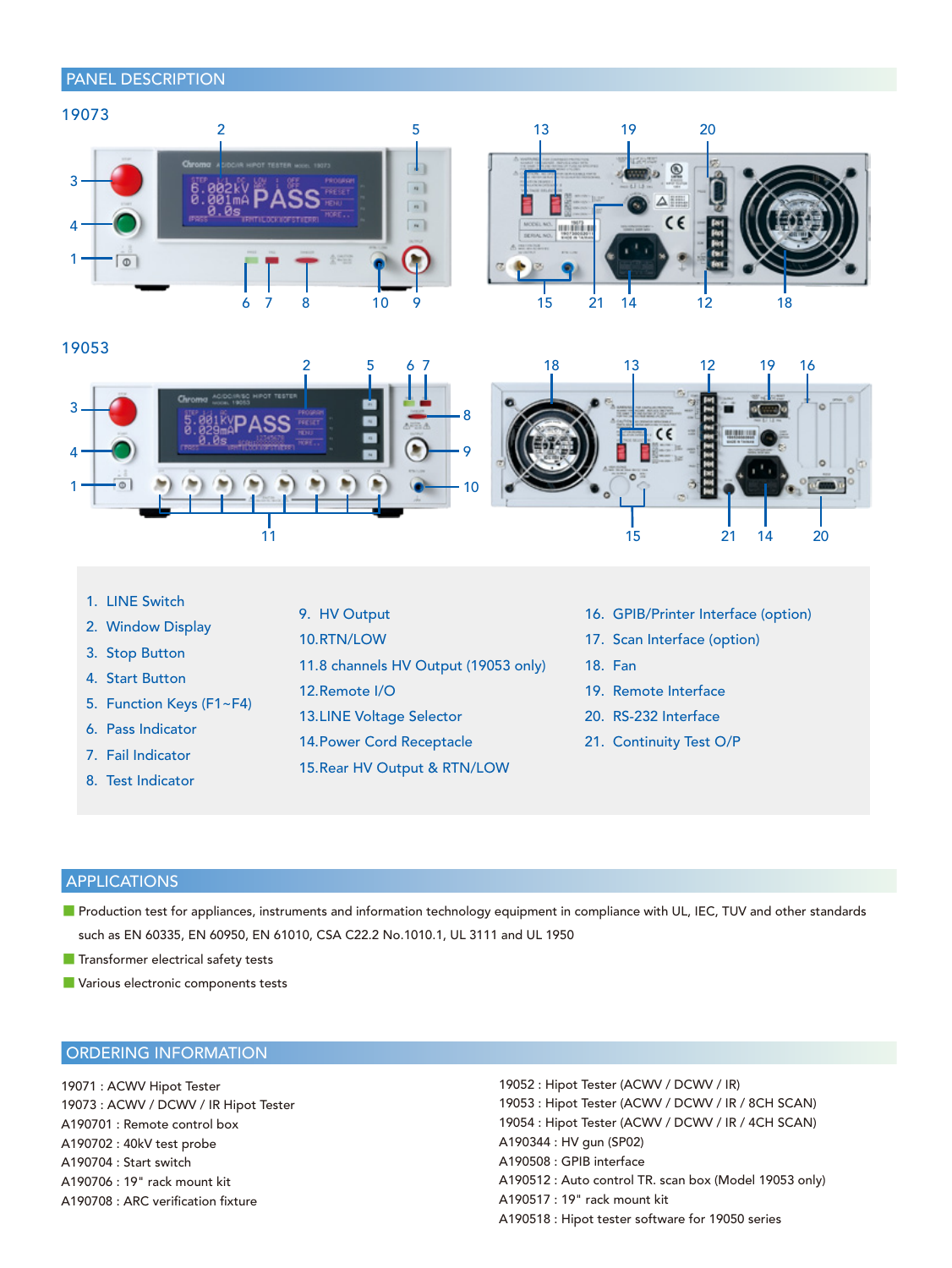## PANEL DESCRIPTION

### 19073

### 19053

1. LINE Switch
2. Window Display
3. Stop Button
4. Start Button
5. Function Keys (F1~F4)
6. Pass Indicator
7. Fail Indicator
8. Test Indicator
9. HV Output
10. RTN/LOW
11. 8 channels HV Output (19053 only)
12. Remote I/O
13. LINE Voltage Selector
14. Power Cord Receptacle
15. Rear HV Output & RTN/LOW
16. GPIB/Printer Interface (option)
17. Scan Interface (option)
18. Fan
19. Remote Interface
20. RS-232 Interface
21. Continuity Test O/P

## APPLICATIONS

- Production test for appliances, instruments and information technology equipment in compliance with UL, IEC, TUV and other standards such as EN 60335, EN 60950, EN 61010, CSA C22.2 No.1010.1, UL 3111 and UL 1950
- Transformer electrical safety tests
- Various electronic components tests

## ORDERING INFORMATION

19071 : ACWV Hipot Tester
19073 : ACWV / DCWV / IR Hipot Tester
A190701 : Remote control box
A190702 : 40kV test probe
A190704 : Start switch
A190706 : 19" rack mount kit
A190708 : ARC verification fixture

19052 : Hipot Tester (ACWV / DCWV / IR)
19053 : Hipot Tester (ACWV / DCWV / IR / 8CH SCAN)
19054 : Hipot Tester (ACWV / DCWV / IR / 4CH SCAN)
A190344 : HV gun (SP02)
A190508 : GPIB interface
A190512 : Auto control TR. scan box (Model 19053 only)
A190517 : 19" rack mount kit
A190518 : Hipot tester software for 19050 series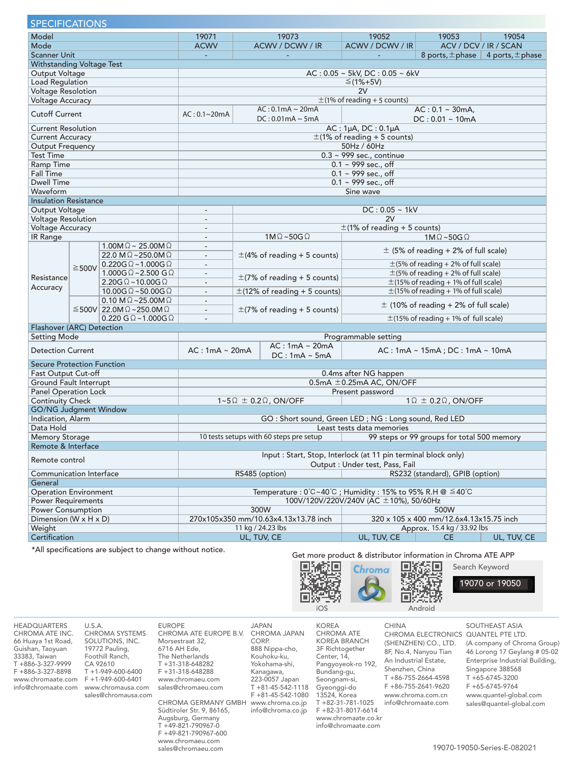## SPECIFICATIONS

| Model | | | 19071 | 19073 | 19052 | 19053 | 19054 |
|---|---|---|---|---|---|---|---|
| Mode | | | ACWV | ACWV / DCWV / IR | ACWV / DCWV / IR | ACV / DCV / IR / SCAN | |
| Scanner Unit | | | - | - | - | 8 ports, ±phase | 4 ports, ±phase |
| **Withstanding Voltage Test** | | | | | | | |
| Output Voltage | | | AC : 0.05 ~ 5kV, DC : 0.05 ~ 6kV | | | | |
| Load Regulation | | | ≦(1%+5V) | | | | |
| Voltage Resolution | | | 2V | | | | |
| Voltage Accuracy | | | ±(1% of reading + 5 counts) | | | | |
| Cutoff Current | | | AC : 0.1~20mA | AC : 0.1mA ~ 20mA DC : 0.01mA ~ 5mA | AC : 0.1 ~ 30mA, DC : 0.01 ~ 10mA | | |
| Current Resolution | | | AC : 1μA, DC : 0.1μA | | | | |
| Current Accuracy | | | ±(1% of reading + 5 counts) | | | | |
| Output Frequency | | | 50Hz / 60Hz | | | | |
| Test Time | | | 0.3 ~ 999 sec., continue | | | | |
| Ramp Time | | | 0.1 ~ 999 sec., off | | | | |
| Fall Time | | | 0.1 ~ 999 sec., off | | | | |
| Dwell Time | | | 0.1 ~ 999 sec., off | | | | |
| Waveform | | | Sine wave | | | | |
| **Insulation Resistance** | | | | | | | |
| Output Voltage | | | - | DC : 0.05 ~ 1kV | | | |
| Voltage Resolution | | | - | 2V | | | |
| Voltage Accuracy | | | - | ±(1% of reading + 5 counts) | | | |
| IR Range | | | - | 1MΩ~50GΩ | 1MΩ~50GΩ | | |
| Resistance Accuracy | ≧500V | 1.00MΩ ~ 25.00MΩ | - | ±(4% of reading + 5 counts) | ± (5% of reading + 2% of full scale) | | |
| | | 22.0 MΩ~250.0MΩ | - | | | | |
| | | 0.220GΩ~1.000GΩ | - | | ±(5% of reading + 2% of full scale) | | |
| | | 1.000GΩ~2.500 GΩ | - | ±(7% of reading + 5 counts) | ±(5% of reading + 2% of full scale) | | |
| | | 2.20GΩ~10.00GΩ | - | | ±(15% of reading + 1% of full scale) | | |
| | | 10.00GΩ~50.00GΩ | - | ±(12% of reading + 5 counts) | ±(15% of reading + 1% of full scale) | | |
| | ≦500V | 0.10 MΩ~25.00MΩ | - | ±(7% of reading + 5 counts) | ± (10% of reading + 2% of full scale) | | |
| | | 22.0MΩ~250.0MΩ | - | | | | |
| | | 0.220 GΩ~1.000GΩ | - | | ±(15% of reading + 1% of full scale) | | |
| **Flashover (ARC) Detection** | | | | | | | |
| Setting Mode | | | Programmable setting | | | | |
| Detection Current | | | AC : 1mA ~ 20mA | AC : 1mA ~ 20mA DC : 1mA ~ 5mA | AC : 1mA ~ 15mA ; DC : 1mA ~ 10mA | | |
| **Secure Protection Function** | | | | | | | |
| Fast Output Cut-off | | | 0.4ms after NG happen | | | | |
| Ground Fault Interrupt | | | 0.5mA ±0.25mA AC, ON/OFF | | | | |
| Panel Operation Lock | | | Present password | | | | |
| Continuity Check | | | 1~5Ω ± 0.2Ω, ON/OFF | | 1Ω ± 0.2Ω, ON/OFF | | |
| **GO/NG Judgment Window** | | | | | | | |
| Indication, Alarm | | | GO : Short sound, Green LED ; NG : Long sound, Red LED | | | | |
| Data Hold | | | Least tests data memories | | | | |
| Memory Storage | | | 10 tests setups with 60 steps pre setup | | 99 steps or 99 groups for total 500 memory | | |
| **Remote & Interface** | | | | | | | |
| Remote control | | | Input : Start, Stop, Interlock (at 11 pin terminal block only) Output : Under test, Pass, Fail | | | | |
| Communication Interface | | | RS485 (option) | | RS232 (standard), GPIB (option) | | |
| **General** | | | | | | | |
| Operation Environment | | | Temperature : 0℃~40℃ ; Humidity : 15% to 95% R.H @ ≦40℃ | | | | |
| Power Requirements | | | 100V/120V/220V/240V (AC ±10%), 50/60Hz | | | | |
| Power Consumption | | | 300W | | 500W | | |
| Dimension (W x H x D) | | | 270x105x350 mm/10.63x4.13x13.78 inch | | 320 x 105 x 400 mm/12.6x4.13x15.75 inch | | |
| Weight | | | 11 kg / 24.23 lbs | | Approx. 15.4 kg / 33.92 lbs | | |
| Certification | | | UL, TUV, CE | | UL, TUV, CE | CE | UL, TUV, CE |

*All specifications are subject to change without notice.

Get more product & distributor information in Chroma ATE APP

iOS | Android

Search Keyword: 19070 or 19050

**HEADQUARTERS**
CHROMA ATE INC.
66 Huaya 1st Road, Guishan, Taoyuan 33383, Taiwan
T +886-3-327-9999
F +886-3-327-8898
www.chromaate.com
info@chromaate.com

**U.S.A.**
CHROMA SYSTEMS SOLUTIONS, INC.
19772 Pauling, Foothill Ranch, CA 92610
T +1-949-600-6400
F +1-949-600-6401
www.chromausa.com
sales@chromausa.com

**EUROPE**
CHROMA ATE EUROPE B.V.
Morsestraat 32, 6716 AH Ede, The Netherlands
T +31-318-648282
F +31-318-648288
www.chromaeu.com
sales@chromaeu.com

CHROMA GERMANY GMBH
Südtiroler Str. 9, 86165, Augsburg, Germany
T +49-821-790967-0
F +49-821-790967-600
www.chromaeu.com
sales@chromaeu.com

**JAPAN**
CHROMA JAPAN CORP.
888 Nippa-cho, Kouhoku-ku, Yokohama-shi, Kanagawa, 223-0057 Japan
T +81-45-542-1118
F +81-45-542-1080
www.chroma.co.jp
info@chroma.co.jp

**KOREA**
CHROMA ATE KOREA BRANCH
3F Richtogether Center, 14, Pangyoyeok-ro 192, Bundang-gu, Seongnam-si, Gyeonggi-do 13524, Korea
T +82-31-781-1025
F +82-31-8017-6614
www.chromaate.co.kr
info@chromaate.com

**CHINA**
CHROMA ELECTRONICS (SHENZHEN) CO., LTD.
8F, No.4, Nanyou Tian An Industrial Estate, Shenzhen, China
T +86-755-2664-4598
F +86-755-2641-9620
www.chroma.com.cn
info@chromaate.com

**SOUTHEAST ASIA**
QUANTEL PTE LTD.
(A company of Chroma Group)
46 Lorong 17 Geylang # 05-02 Enterprise Industrial Building, Singapore 388568
T +65-6745-3200
F +65-6745-9764
www.quantel-global.com
sales@quantel-global.com

19070-19050-Series-E-082021